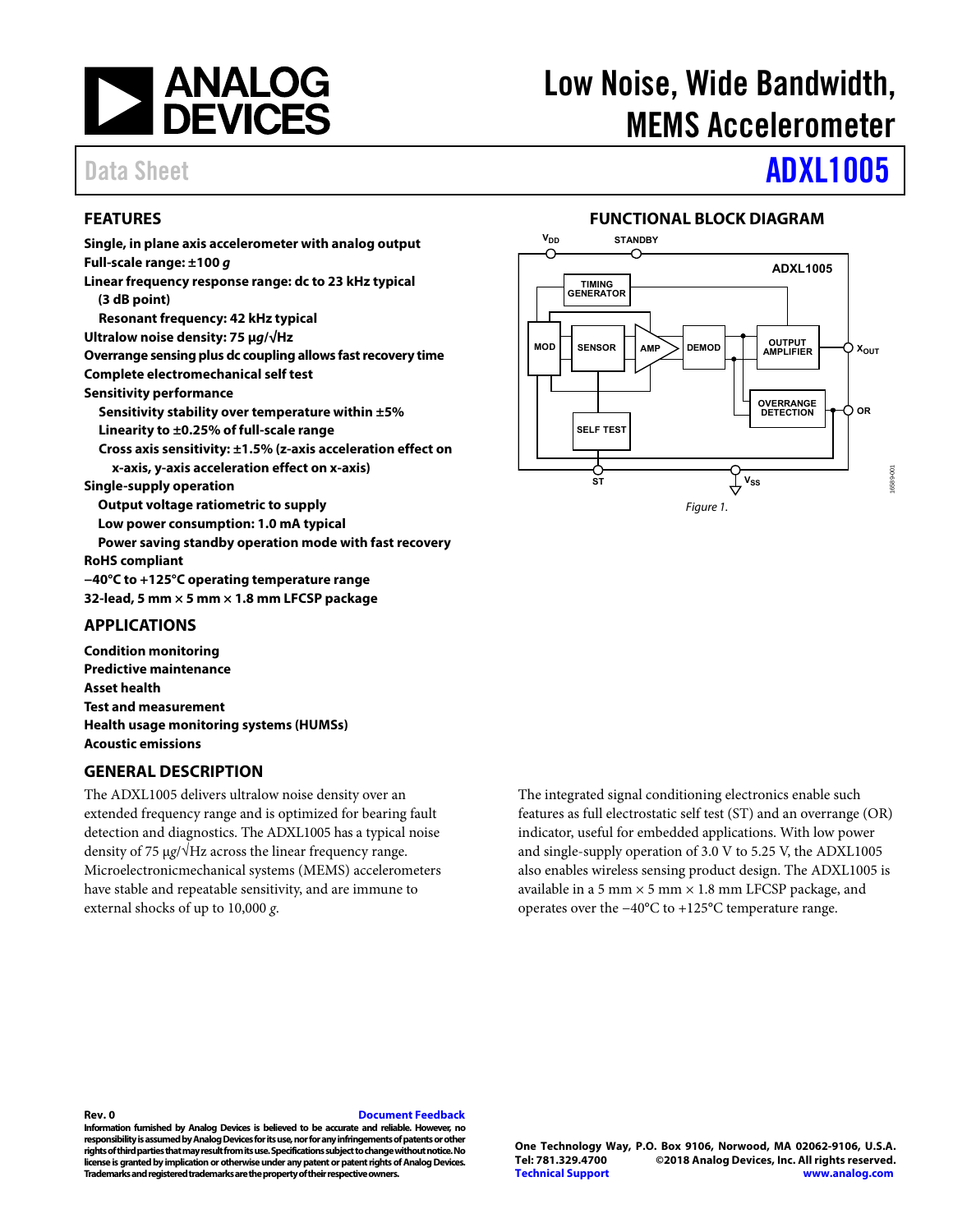# Low Noise, Wide Bandwidth, MEMS Accelerometer

Data Sheet **ADXL1005**

## FEATURES

- **Single, in plane axis accelerometer with analog output**
- **Full-scale range: ±100 *g***
- **Linear frequency response range: dc to 23 kHz typical (3 dB point)**
  - **Resonant frequency: 42 kHz typical**
- **Ultralow noise density: 75 µ*g*/√Hz**
- **Overrange sensing plus dc coupling allows fast recovery time**
- **Complete electromechanical self test**
- **Sensitivity performance**
  - **Sensitivity stability over temperature within ±5%**
  - **Linearity to ±0.25% of full-scale range**
  - **Cross axis sensitivity: ±1.5% (z-axis acceleration effect on x-axis, y-axis acceleration effect on x-axis)**
- **Single-supply operation**
  - **Output voltage ratiometric to supply**
  - **Low power consumption: 1.0 mA typical**
  - **Power saving standby operation mode with fast recovery**
- **RoHS compliant**
- **−40°C to +125°C operating temperature range**
- **32-lead, 5 mm × 5 mm × 1.8 mm LFCSP package**

## APPLICATIONS

- **Condition monitoring**
- **Predictive maintenance**
- **Asset health**
- **Test and measurement**
- **Health usage monitoring systems (HUMSs)**
- **Acoustic emissions**

## GENERAL DESCRIPTION

The ADXL1005 delivers ultralow noise density over an extended frequency range and is optimized for bearing fault detection and diagnostics. The ADXL1005 has a typical noise density of 75 µ*g*/√Hz across the linear frequency range. Microelectronicmechanical systems (MEMS) accelerometers have stable and repeatable sensitivity, and are immune to external shocks of up to 10,000 *g*.

The integrated signal conditioning electronics enable such features as full electrostatic self test (ST) and an overrange (OR) indicator, useful for embedded applications. With low power and single-supply operation of 3.0 V to 5.25 V, the ADXL1005 also enables wireless sensing product design. The ADXL1005 is available in a 5 mm × 5 mm × 1.8 mm LFCSP package, and operates over the −40°C to +125°C temperature range.

## FUNCTIONAL BLOCK DIAGRAM

*Figure 1.*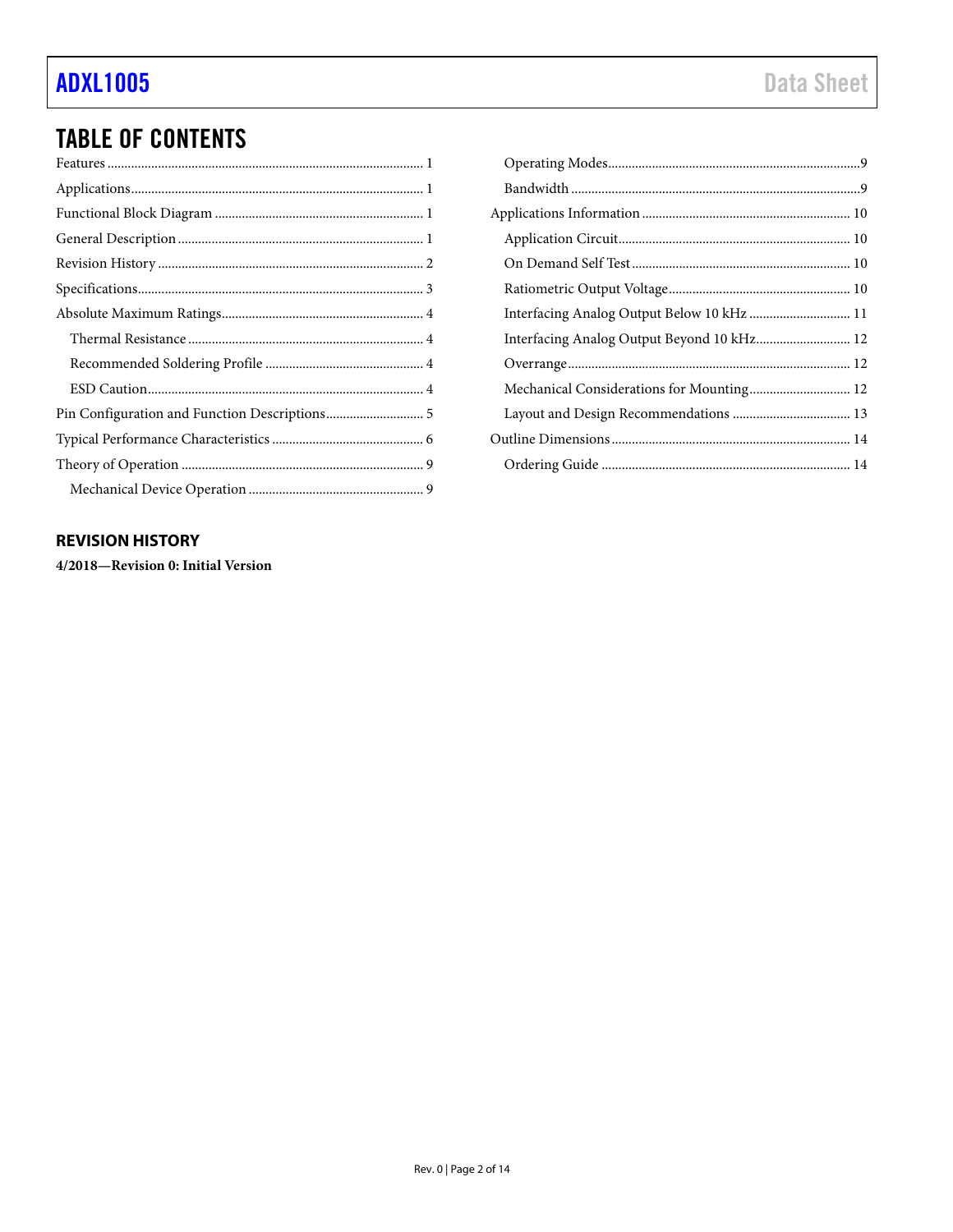## TABLE OF CONTENTS

Features ... 1
Applications ... 1
Functional Block Diagram ... 1
General Description ... 1
Revision History ... 2
Specifications ... 3
Absolute Maximum Ratings ... 4
  Thermal Resistance ... 4
  Recommended Soldering Profile ... 4
  ESD Caution ... 4
Pin Configuration and Function Descriptions ... 5
Typical Performance Characteristics ... 6
Theory of Operation ... 9
  Mechanical Device Operation ... 9
  Operating Modes ... 9
  Bandwidth ... 9
Applications Information ... 10
  Application Circuit ... 10
  On Demand Self Test ... 10
  Ratiometric Output Voltage ... 10
  Interfacing Analog Output Below 10 kHz ... 11
  Interfacing Analog Output Beyond 10 kHz ... 12
  Overrange ... 12
  Mechanical Considerations for Mounting ... 12
  Layout and Design Recommendations ... 13
Outline Dimensions ... 14
  Ordering Guide ... 14

### REVISION HISTORY

**4/2018—Revision 0: Initial Version**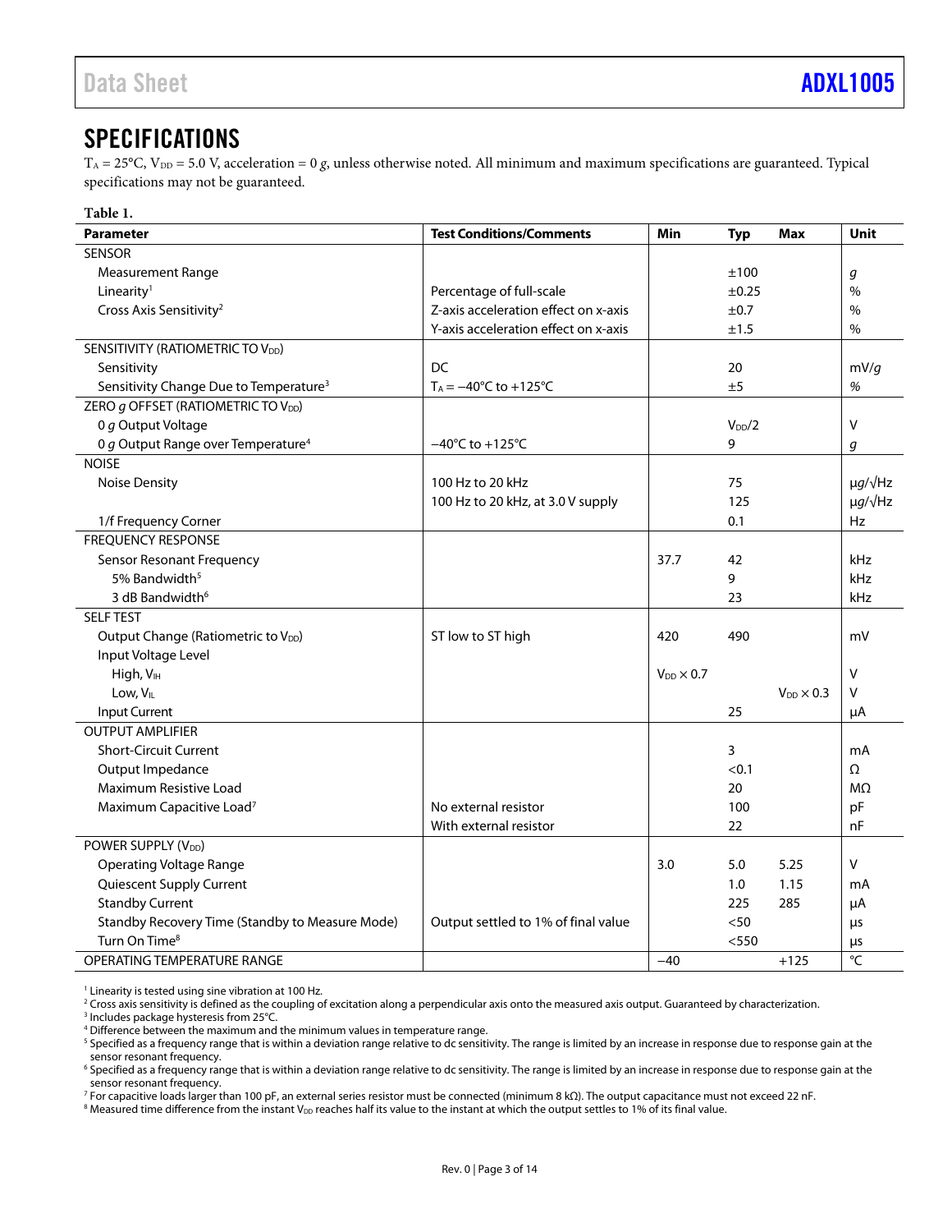# SPECIFICATIONS

$T_A$ = 25°C, $V_{DD}$ = 5.0 V, acceleration = 0 *g*, unless otherwise noted. All minimum and maximum specifications are guaranteed. Typical specifications may not be guaranteed.

**Table 1.**

| Parameter | Test Conditions/Comments | Min | Typ | Max | Unit |
|---|---|---|---|---|---|
| SENSOR | | | | | |
| Measurement Range | | | ±100 | | *g* |
| Linearity[1] | Percentage of full-scale | | ±0.25 | | % |
| Cross Axis Sensitivity[2] | Z-axis acceleration effect on x-axis | | ±0.7 | | % |
| | Y-axis acceleration effect on x-axis | | ±1.5 | | % |
| SENSITIVITY (RATIOMETRIC TO $V_{DD}$) | | | | | |
| Sensitivity | DC | | 20 | | mV/*g* |
| Sensitivity Change Due to Temperature[3] | $T_A$ = −40°C to +125°C | | ±5 | | % |
| ZERO *g* OFFSET (RATIOMETRIC TO $V_{DD}$) | | | | | |
| 0 *g* Output Voltage | | | $V_{DD}/2$ | | V |
| 0 *g* Output Range over Temperature[4] | −40°C to +125°C | | 9 | | *g* |
| NOISE | | | | | |
| Noise Density | 100 Hz to 20 kHz | | 75 | | μ*g*/√Hz |
| | 100 Hz to 20 kHz, at 3.0 V supply | | 125 | | μ*g*/√Hz |
| 1/f Frequency Corner | | | 0.1 | | Hz |
| FREQUENCY RESPONSE | | | | | |
| Sensor Resonant Frequency | | 37.7 | 42 | | kHz |
| 5% Bandwidth[5] | | | 9 | | kHz |
| 3 dB Bandwidth[6] | | | 23 | | kHz |
| SELF TEST | | | | | |
| Output Change (Ratiometric to $V_{DD}$) | ST low to ST high | 420 | 490 | | mV |
| Input Voltage Level | | | | | |
| High, $V_{IH}$ | | $V_{DD}$ × 0.7 | | | V |
| Low, $V_{IL}$ | | | | $V_{DD}$ × 0.3 | V |
| Input Current | | | 25 | | μA |
| OUTPUT AMPLIFIER | | | | | |
| Short-Circuit Current | | | 3 | | mA |
| Output Impedance | | | <0.1 | | Ω |
| Maximum Resistive Load | | | 20 | | MΩ |
| Maximum Capacitive Load[7] | No external resistor | | 100 | | pF |
| | With external resistor | | 22 | | nF |
| POWER SUPPLY ($V_{DD}$) | | | | | |
| Operating Voltage Range | | 3.0 | 5.0 | 5.25 | V |
| Quiescent Supply Current | | | 1.0 | 1.15 | mA |
| Standby Current | | | 225 | 285 | μA |
| Standby Recovery Time (Standby to Measure Mode) | Output settled to 1% of final value | | <50 | | μs |
| Turn On Time[8] | | | <550 | | μs |
| OPERATING TEMPERATURE RANGE | | −40 | | +125 | °C |

[1] Linearity is tested using sine vibration at 100 Hz.
[2] Cross axis sensitivity is defined as the coupling of excitation along a perpendicular axis onto the measured axis output. Guaranteed by characterization.
[3] Includes package hysteresis from 25°C.
[4] Difference between the maximum and the minimum values in temperature range.
[5] Specified as a frequency range that is within a deviation range relative to dc sensitivity. The range is limited by an increase in response due to response gain at the sensor resonant frequency.
[6] Specified as a frequency range that is within a deviation range relative to dc sensitivity. The range is limited by an increase in response due to response gain at the sensor resonant frequency.
[7] For capacitive loads larger than 100 pF, an external series resistor must be connected (minimum 8 kΩ). The output capacitance must not exceed 22 nF.
[8] Measured time difference from the instant $V_{DD}$ reaches half its value to the instant at which the output settles to 1% of its final value.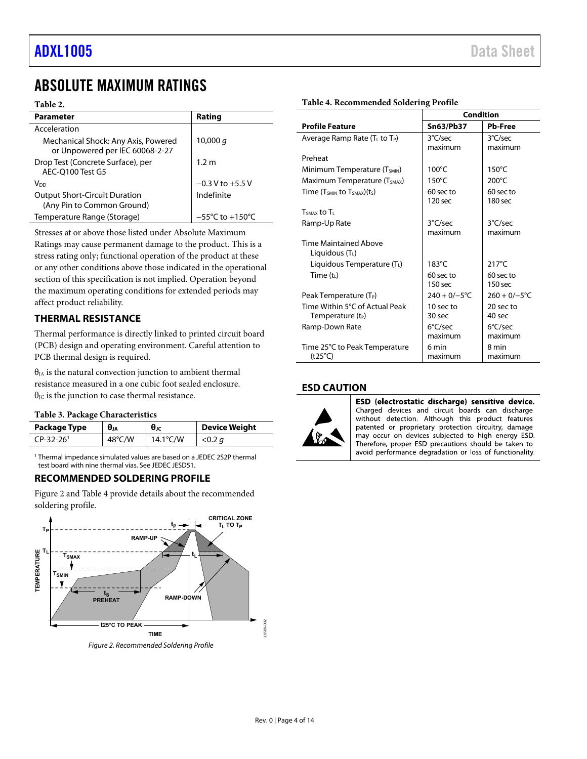# ABSOLUTE MAXIMUM RATINGS

**Table 2.**

| Parameter | Rating |
|---|---|
| Acceleration | |
| Mechanical Shock: Any Axis, Powered or Unpowered per IEC 60068-2-27 | 10,000 *g* |
| Drop Test (Concrete Surface), per AEC-Q100 Test G5 | 1.2 m |
| $V_{DD}$ | −0.3 V to +5.5 V |
| Output Short-Circuit Duration (Any Pin to Common Ground) | Indefinite |
| Temperature Range (Storage) | −55°C to +150°C |

Stresses at or above those listed under Absolute Maximum Ratings may cause permanent damage to the product. This is a stress rating only; functional operation of the product at these or any other conditions above those indicated in the operational section of this specification is not implied. Operation beyond the maximum operating conditions for extended periods may affect product reliability.

## THERMAL RESISTANCE

Thermal performance is directly linked to printed circuit board (PCB) design and operating environment. Careful attention to PCB thermal design is required.

$\theta_{JA}$ is the natural convection junction to ambient thermal resistance measured in a one cubic foot sealed enclosure. $\theta_{JC}$ is the junction to case thermal resistance.

**Table 3. Package Characteristics**

| Package Type | $\theta_{JA}$ | $\theta_{JC}$ | Device Weight |
|---|---|---|---|
| CP-32-26[1] | 48°C/W | 14.1°C/W | <0.2 *g* |

[1] Thermal impedance simulated values are based on a JEDEC 2S2P thermal test board with nine thermal vias. See JEDEC JESD51.

## RECOMMENDED SOLDERING PROFILE

Figure 2 and Table 4 provide details about the recommended soldering profile.

Figure 2. Recommended Soldering Profile

**Table 4. Recommended Soldering Profile**

| | Condition | |
|---|---|---|
| **Profile Feature** | **Sn63/Pb37** | **Pb-Free** |
| Average Ramp Rate ($T_L$ to $T_P$) | 3°C/sec maximum | 3°C/sec maximum |
| Preheat | | |
| Minimum Temperature ($T_{SMIN}$) | 100°C | 150°C |
| Maximum Temperature ($T_{SMAX}$) | 150°C | 200°C |
| Time ($T_{SMIN}$ to $T_{SMAX}$)($t_S$) | 60 sec to 120 sec | 60 sec to 180 sec |
| $T_{SMAX}$ to $T_L$ | | |
| Ramp-Up Rate | 3°C/sec maximum | 3°C/sec maximum |
| Time Maintained Above Liquidous ($T_L$) | | |
| Liquidous Temperature ($T_L$) | 183°C | 217°C |
| Time ($t_L$) | 60 sec to 150 sec | 60 sec to 150 sec |
| Peak Temperature ($T_P$) | 240 + 0/−5°C | 260 + 0/−5°C |
| Time Within 5°C of Actual Peak Temperature ($t_P$) | 10 sec to 30 sec | 20 sec to 40 sec |
| Ramp-Down Rate | 6°C/sec maximum | 6°C/sec maximum |
| Time 25°C to Peak Temperature (t25°C) | 6 min maximum | 8 min maximum |

## ESD CAUTION

**ESD (electrostatic discharge) sensitive device.** Charged devices and circuit boards can discharge without detection. Although this product features patented or proprietary protection circuitry, damage may occur on devices subjected to high energy ESD. Therefore, proper ESD precautions should be taken to avoid performance degradation or loss of functionality.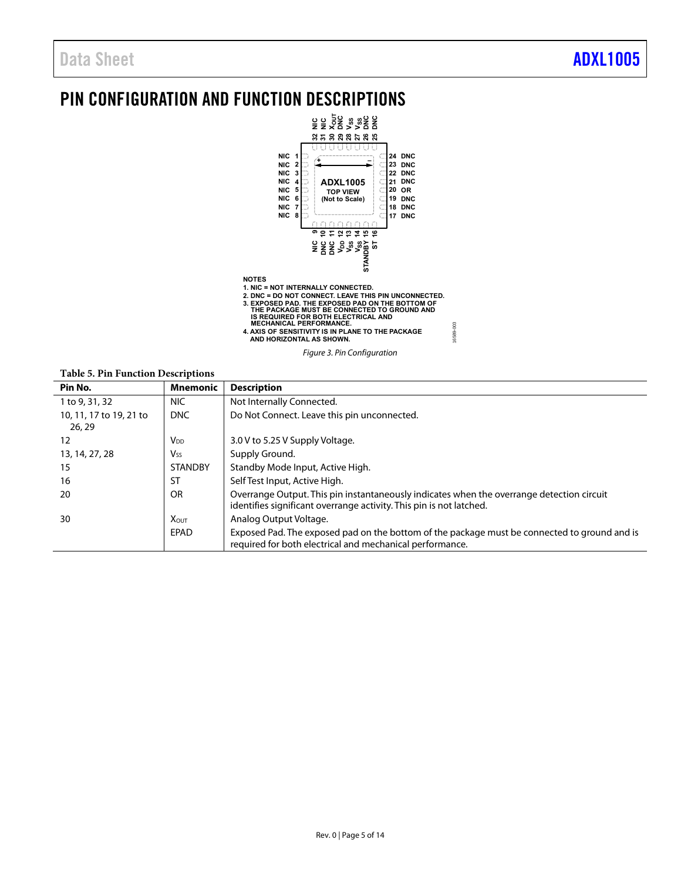# PIN CONFIGURATION AND FUNCTION DESCRIPTIONS

NOTES
1. NIC = NOT INTERNALLY CONNECTED.
2. DNC = DO NOT CONNECT. LEAVE THIS PIN UNCONNECTED.
3. EXPOSED PAD. THE EXPOSED PAD ON THE BOTTOM OF THE PACKAGE MUST BE CONNECTED TO GROUND AND IS REQUIRED FOR BOTH ELECTRICAL AND MECHANICAL PERFORMANCE.
4. AXIS OF SENSITIVITY IS IN PLANE TO THE PACKAGE AND HORIZONTAL AS SHOWN.

*Figure 3. Pin Configuration*

**Table 5. Pin Function Descriptions**

| Pin No. | Mnemonic | Description |
|---|---|---|
| 1 to 9, 31, 32 | NIC | Not Internally Connected. |
| 10, 11, 17 to 19, 21 to 26, 29 | DNC | Do Not Connect. Leave this pin unconnected. |
| 12 | $V_{DD}$ | 3.0 V to 5.25 V Supply Voltage. |
| 13, 14, 27, 28 | $V_{SS}$ | Supply Ground. |
| 15 | STANDBY | Standby Mode Input, Active High. |
| 16 | ST | Self Test Input, Active High. |
| 20 | OR | Overrange Output. This pin instantaneously indicates when the overrange detection circuit identifies significant overrange activity. This pin is not latched. |
| 30 | $X_{OUT}$ | Analog Output Voltage. |
| | EPAD | Exposed Pad. The exposed pad on the bottom of the package must be connected to ground and is required for both electrical and mechanical performance. |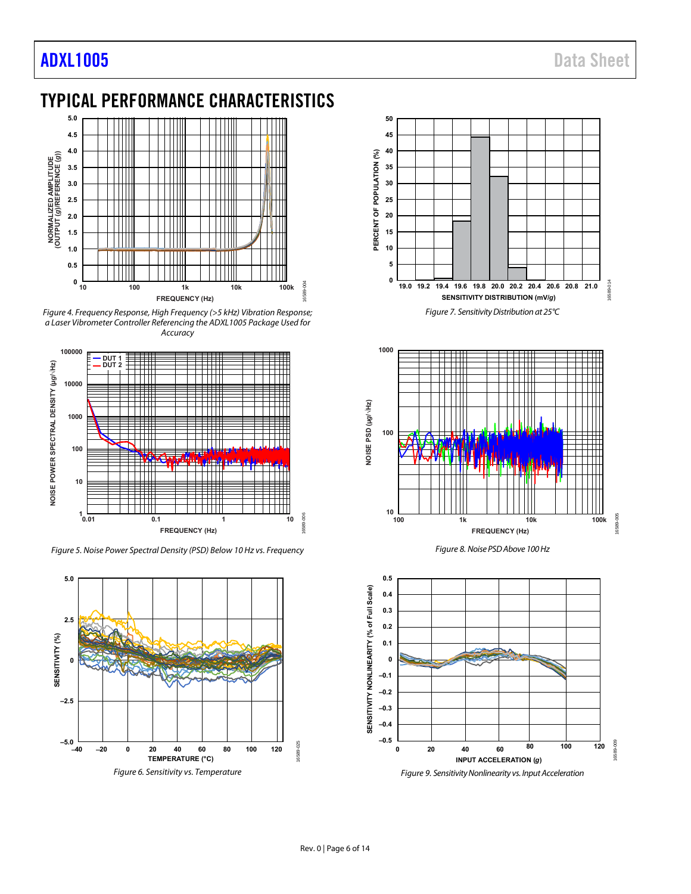# TYPICAL PERFORMANCE CHARACTERISTICS

Figure 4. Frequency Response, High Frequency (>5 kHz) Vibration Response; a Laser Vibrometer Controller Referencing the ADXL1005 Package Used for Accuracy

Figure 5. Noise Power Spectral Density (PSD) Below 10 Hz vs. Frequency

Figure 6. Sensitivity vs. Temperature

Figure 7. Sensitivity Distribution at 25°C

Figure 8. Noise PSD Above 100 Hz

Figure 9. Sensitivity Nonlinearity vs. Input Acceleration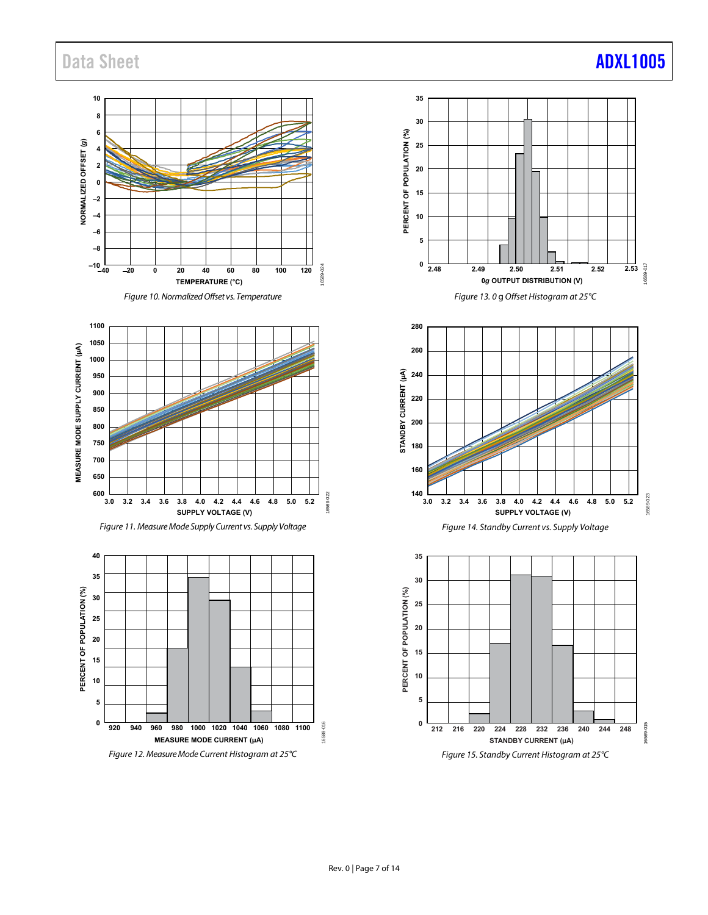Figure 10. Normalized Offset vs. Temperature

Figure 11. Measure Mode Supply Current vs. Supply Voltage

Figure 12. Measure Mode Current Histogram at 25°C

Figure 13. 0 g Offset Histogram at 25°C

Figure 14. Standby Current vs. Supply Voltage

Figure 15. Standby Current Histogram at 25°C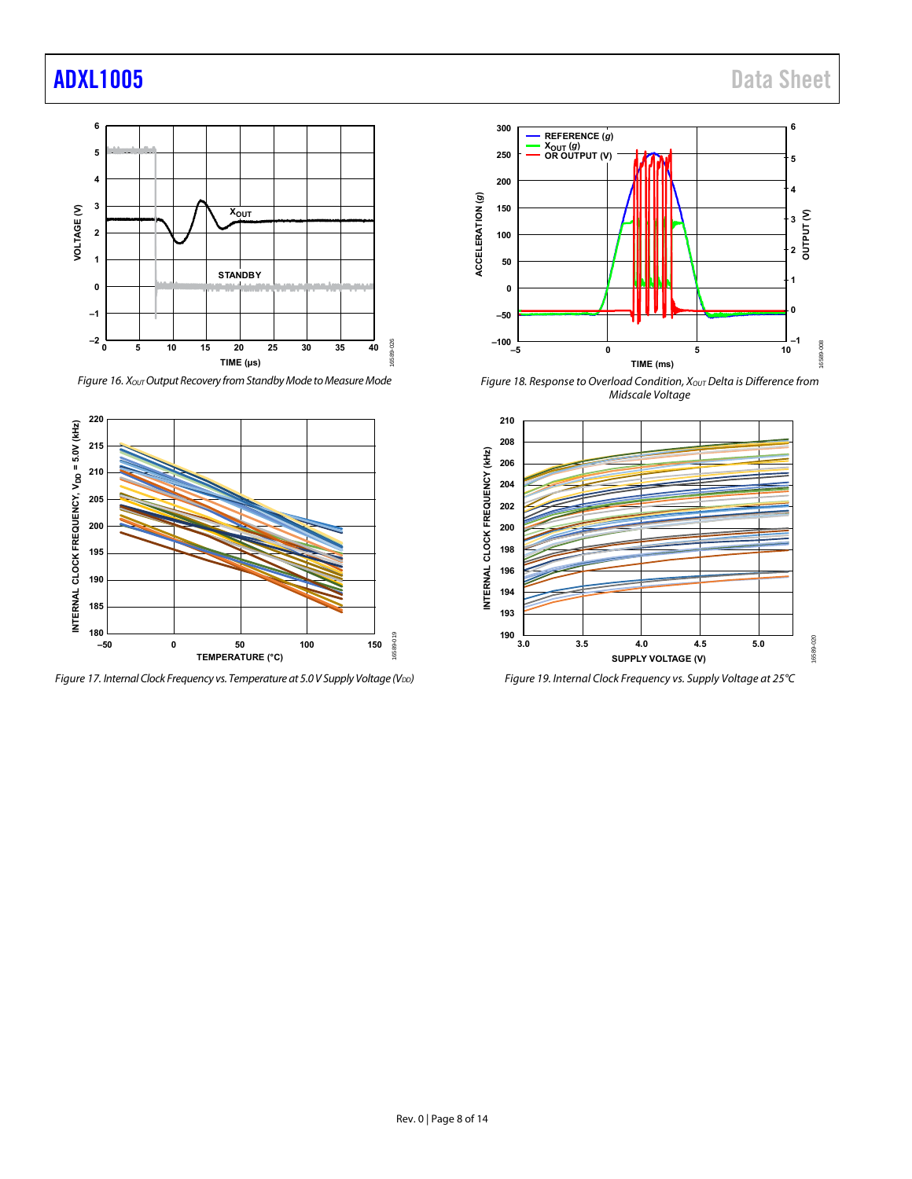Figure 16. $X_{OUT}$ Output Recovery from Standby Mode to Measure Mode

Figure 17. Internal Clock Frequency vs. Temperature at 5.0 V Supply Voltage ($V_{DD}$)

Figure 18. Response to Overload Condition, $X_{OUT}$ Delta is Difference from Midscale Voltage

Figure 19. Internal Clock Frequency vs. Supply Voltage at 25°C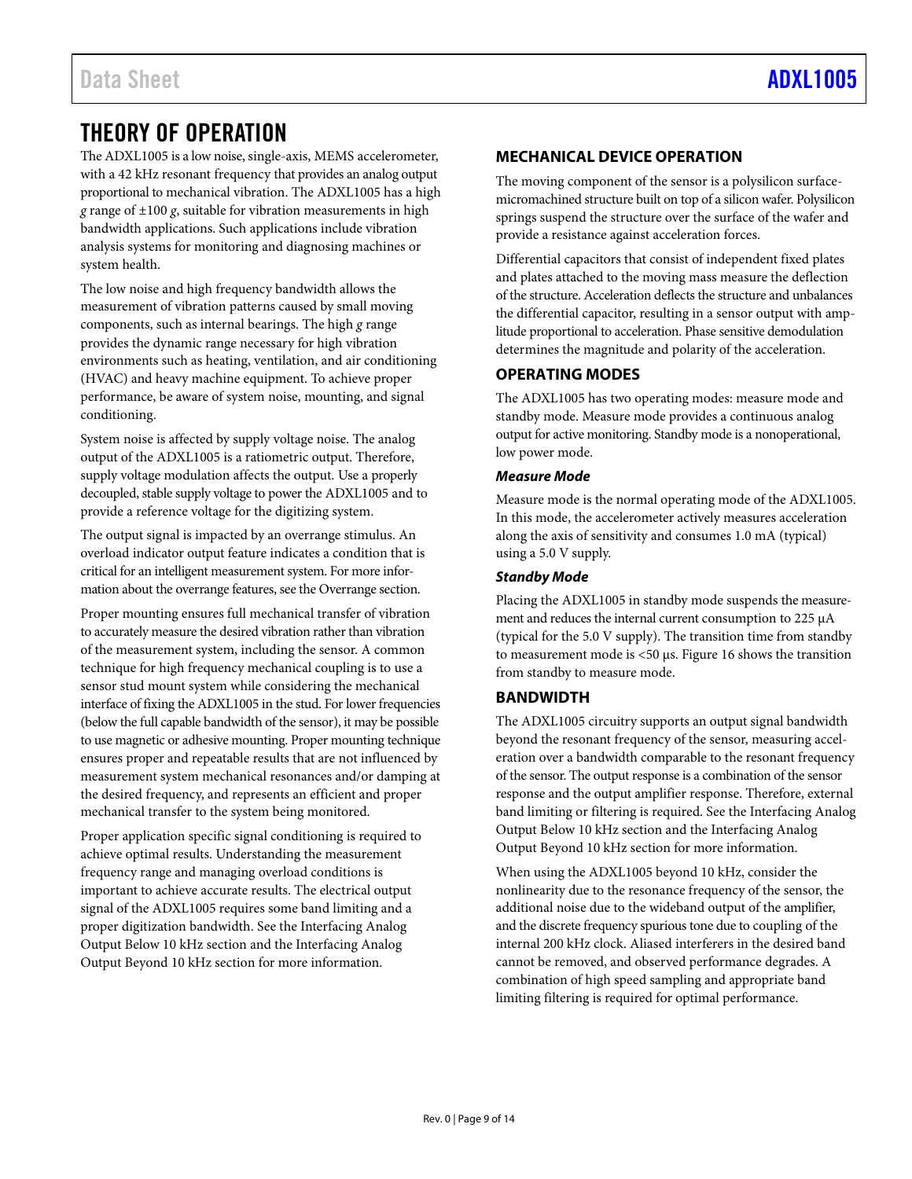# THEORY OF OPERATION

The ADXL1005 is a low noise, single-axis, MEMS accelerometer, with a 42 kHz resonant frequency that provides an analog output proportional to mechanical vibration. The ADXL1005 has a high *g* range of ±100 *g*, suitable for vibration measurements in high bandwidth applications. Such applications include vibration analysis systems for monitoring and diagnosing machines or system health.

The low noise and high frequency bandwidth allows the measurement of vibration patterns caused by small moving components, such as internal bearings. The high *g* range provides the dynamic range necessary for high vibration environments such as heating, ventilation, and air conditioning (HVAC) and heavy machine equipment. To achieve proper performance, be aware of system noise, mounting, and signal conditioning.

System noise is affected by supply voltage noise. The analog output of the ADXL1005 is a ratiometric output. Therefore, supply voltage modulation affects the output. Use a properly decoupled, stable supply voltage to power the ADXL1005 and to provide a reference voltage for the digitizing system.

The output signal is impacted by an overrange stimulus. An overload indicator output feature indicates a condition that is critical for an intelligent measurement system. For more information about the overrange features, see the Overrange section.

Proper mounting ensures full mechanical transfer of vibration to accurately measure the desired vibration rather than vibration of the measurement system, including the sensor. A common technique for high frequency mechanical coupling is to use a sensor stud mount system while considering the mechanical interface of fixing the ADXL1005 in the stud. For lower frequencies (below the full capable bandwidth of the sensor), it may be possible to use magnetic or adhesive mounting. Proper mounting technique ensures proper and repeatable results that are not influenced by measurement system mechanical resonances and/or damping at the desired frequency, and represents an efficient and proper mechanical transfer to the system being monitored.

Proper application specific signal conditioning is required to achieve optimal results. Understanding the measurement frequency range and managing overload conditions is important to achieve accurate results. The electrical output signal of the ADXL1005 requires some band limiting and a proper digitization bandwidth. See the Interfacing Analog Output Below 10 kHz section and the Interfacing Analog Output Beyond 10 kHz section for more information.

## MECHANICAL DEVICE OPERATION

The moving component of the sensor is a polysilicon surface-micromachined structure built on top of a silicon wafer. Polysilicon springs suspend the structure over the surface of the wafer and provide a resistance against acceleration forces.

Differential capacitors that consist of independent fixed plates and plates attached to the moving mass measure the deflection of the structure. Acceleration deflects the structure and unbalances the differential capacitor, resulting in a sensor output with amplitude proportional to acceleration. Phase sensitive demodulation determines the magnitude and polarity of the acceleration.

## OPERATING MODES

The ADXL1005 has two operating modes: measure mode and standby mode. Measure mode provides a continuous analog output for active monitoring. Standby mode is a nonoperational, low power mode.

### *Measure Mode*

Measure mode is the normal operating mode of the ADXL1005. In this mode, the accelerometer actively measures acceleration along the axis of sensitivity and consumes 1.0 mA (typical) using a 5.0 V supply.

### *Standby Mode*

Placing the ADXL1005 in standby mode suspends the measurement and reduces the internal current consumption to 225 μA (typical for the 5.0 V supply). The transition time from standby to measurement mode is <50 μs. Figure 16 shows the transition from standby to measure mode.

## BANDWIDTH

The ADXL1005 circuitry supports an output signal bandwidth beyond the resonant frequency of the sensor, measuring acceleration over a bandwidth comparable to the resonant frequency of the sensor. The output response is a combination of the sensor response and the output amplifier response. Therefore, external band limiting or filtering is required. See the Interfacing Analog Output Below 10 kHz section and the Interfacing Analog Output Beyond 10 kHz section for more information.

When using the ADXL1005 beyond 10 kHz, consider the nonlinearity due to the resonance frequency of the sensor, the additional noise due to the wideband output of the amplifier, and the discrete frequency spurious tone due to coupling of the internal 200 kHz clock. Aliased interferers in the desired band cannot be removed, and observed performance degrades. A combination of high speed sampling and appropriate band limiting filtering is required for optimal performance.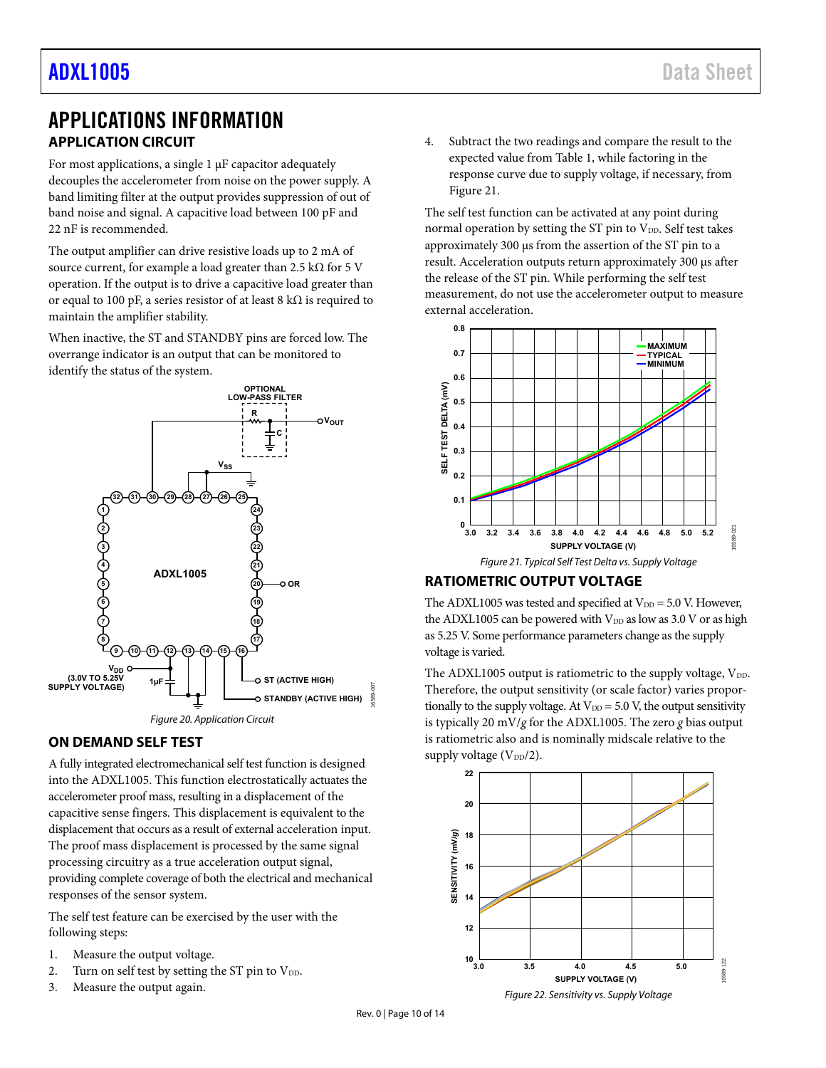# APPLICATIONS INFORMATION

## APPLICATION CIRCUIT

For most applications, a single 1 µF capacitor adequately decouples the accelerometer from noise on the power supply. A band limiting filter at the output provides suppression of out of band noise and signal. A capacitive load between 100 pF and 22 nF is recommended.

The output amplifier can drive resistive loads up to 2 mA of source current, for example a load greater than 2.5 kΩ for 5 V operation. If the output is to drive a capacitive load greater than or equal to 100 pF, a series resistor of at least 8 kΩ is required to maintain the amplifier stability.

When inactive, the ST and STANDBY pins are forced low. The overrange indicator is an output that can be monitored to identify the status of the system.

*Figure 20. Application Circuit*

## ON DEMAND SELF TEST

A fully integrated electromechanical self test function is designed into the ADXL1005. This function electrostatically actuates the accelerometer proof mass, resulting in a displacement of the capacitive sense fingers. This displacement is equivalent to the displacement that occurs as a result of external acceleration input. The proof mass displacement is processed by the same signal processing circuitry as a true acceleration output signal, providing complete coverage of both the electrical and mechanical responses of the sensor system.

The self test feature can be exercised by the user with the following steps:

1. Measure the output voltage.
2. Turn on self test by setting the ST pin to $V_{DD}$.
3. Measure the output again.
4. Subtract the two readings and compare the result to the expected value from Table 1, while factoring in the response curve due to supply voltage, if necessary, from Figure 21.

The self test function can be activated at any point during normal operation by setting the ST pin to $V_{DD}$. Self test takes approximately 300 µs from the assertion of the ST pin to a result. Acceleration outputs return approximately 300 µs after the release of the ST pin. While performing the self test measurement, do not use the accelerometer output to measure external acceleration.

*Figure 21. Typical Self Test Delta vs. Supply Voltage*

## RATIOMETRIC OUTPUT VOLTAGE

The ADXL1005 was tested and specified at $V_{DD}$ = 5.0 V. However, the ADXL1005 can be powered with $V_{DD}$ as low as 3.0 V or as high as 5.25 V. Some performance parameters change as the supply voltage is varied.

The ADXL1005 output is ratiometric to the supply voltage, $V_{DD}$. Therefore, the output sensitivity (or scale factor) varies proportionally to the supply voltage. At $V_{DD}$ = 5.0 V, the output sensitivity is typically 20 mV/*g* for the ADXL1005. The zero *g* bias output is ratiometric also and is nominally midscale relative to the supply voltage ($V_{DD}$/2).

*Figure 22. Sensitivity vs. Supply Voltage*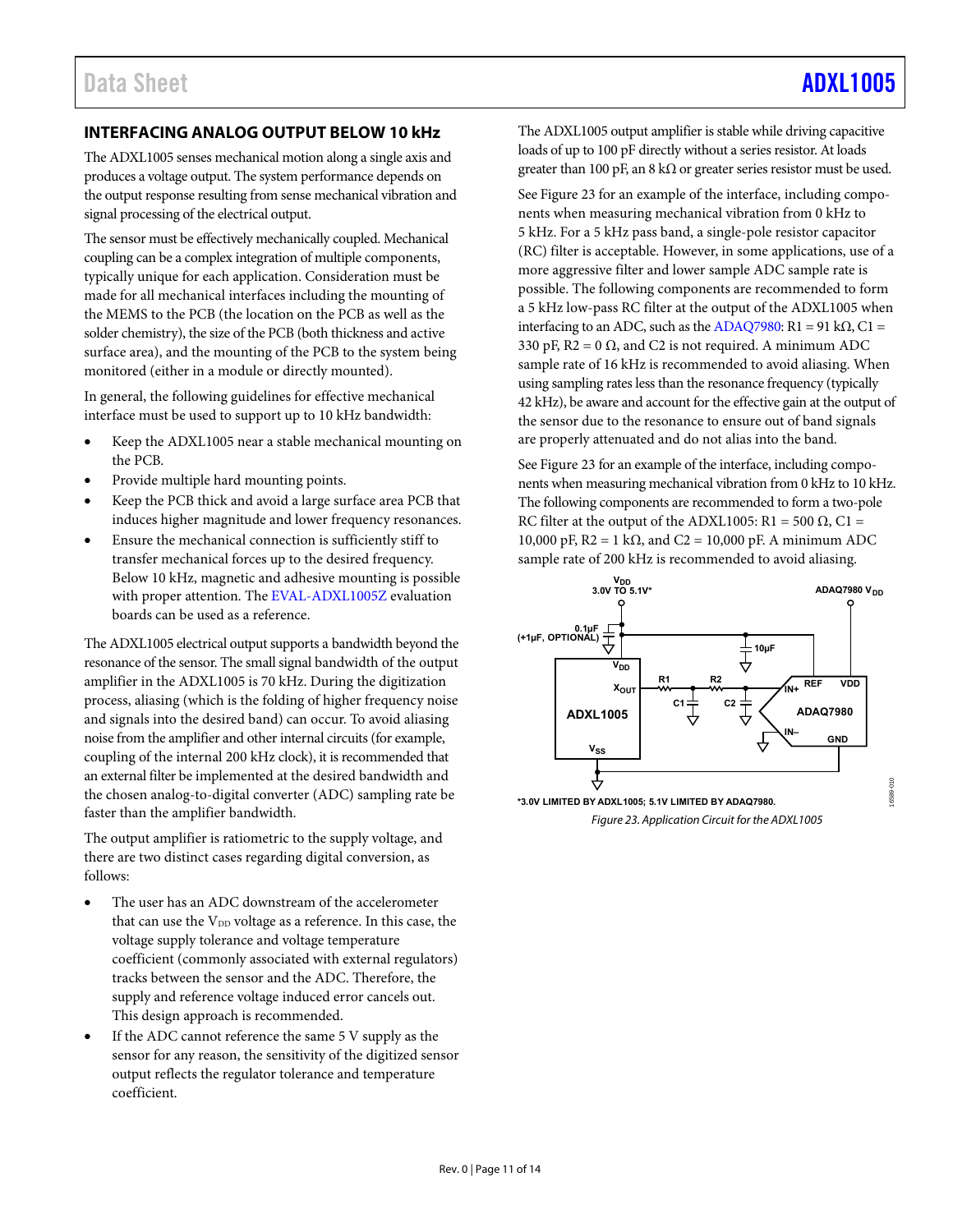## INTERFACING ANALOG OUTPUT BELOW 10 kHz

The ADXL1005 senses mechanical motion along a single axis and produces a voltage output. The system performance depends on the output response resulting from sense mechanical vibration and signal processing of the electrical output.

The sensor must be effectively mechanically coupled. Mechanical coupling can be a complex integration of multiple components, typically unique for each application. Consideration must be made for all mechanical interfaces including the mounting of the MEMS to the PCB (the location on the PCB as well as the solder chemistry), the size of the PCB (both thickness and active surface area), and the mounting of the PCB to the system being monitored (either in a module or directly mounted).

In general, the following guidelines for effective mechanical interface must be used to support up to 10 kHz bandwidth:

- Keep the ADXL1005 near a stable mechanical mounting on the PCB.
- Provide multiple hard mounting points.
- Keep the PCB thick and avoid a large surface area PCB that induces higher magnitude and lower frequency resonances.
- Ensure the mechanical connection is sufficiently stiff to transfer mechanical forces up to the desired frequency. Below 10 kHz, magnetic and adhesive mounting is possible with proper attention. The EVAL-ADXL1005Z evaluation boards can be used as a reference.

The ADXL1005 electrical output supports a bandwidth beyond the resonance of the sensor. The small signal bandwidth of the output amplifier in the ADXL1005 is 70 kHz. During the digitization process, aliasing (which is the folding of higher frequency noise and signals into the desired band) can occur. To avoid aliasing noise from the amplifier and other internal circuits (for example, coupling of the internal 200 kHz clock), it is recommended that an external filter be implemented at the desired bandwidth and the chosen analog-to-digital converter (ADC) sampling rate be faster than the amplifier bandwidth.

The output amplifier is ratiometric to the supply voltage, and there are two distinct cases regarding digital conversion, as follows:

- The user has an ADC downstream of the accelerometer that can use the $V_{DD}$ voltage as a reference. In this case, the voltage supply tolerance and voltage temperature coefficient (commonly associated with external regulators) tracks between the sensor and the ADC. Therefore, the supply and reference voltage induced error cancels out. This design approach is recommended.
- If the ADC cannot reference the same 5 V supply as the sensor for any reason, the sensitivity of the digitized sensor output reflects the regulator tolerance and temperature coefficient.

The ADXL1005 output amplifier is stable while driving capacitive loads of up to 100 pF directly without a series resistor. At loads greater than 100 pF, an 8 kΩ or greater series resistor must be used.

See Figure 23 for an example of the interface, including components when measuring mechanical vibration from 0 kHz to 5 kHz. For a 5 kHz pass band, a single-pole resistor capacitor (RC) filter is acceptable. However, in some applications, use of a more aggressive filter and lower sample ADC sample rate is possible. The following components are recommended to form a 5 kHz low-pass RC filter at the output of the ADXL1005 when interfacing to an ADC, such as the ADAQ7980: R1 = 91 kΩ, C1 = 330 pF, R2 = 0 Ω, and C2 is not required. A minimum ADC sample rate of 16 kHz is recommended to avoid aliasing. When using sampling rates less than the resonance frequency (typically 42 kHz), be aware and account for the effective gain at the output of the sensor due to the resonance to ensure out of band signals are properly attenuated and do not alias into the band.

See Figure 23 for an example of the interface, including components when measuring mechanical vibration from 0 kHz to 10 kHz. The following components are recommended to form a two-pole RC filter at the output of the ADXL1005: R1 = 500 Ω, C1 = 10,000 pF, R2 = 1 kΩ, and C2 = 10,000 pF. A minimum ADC sample rate of 200 kHz is recommended to avoid aliasing.

*3.0V LIMITED BY ADXL1005; 5.1V LIMITED BY ADAQ7980.

*Figure 23. Application Circuit for the ADXL1005*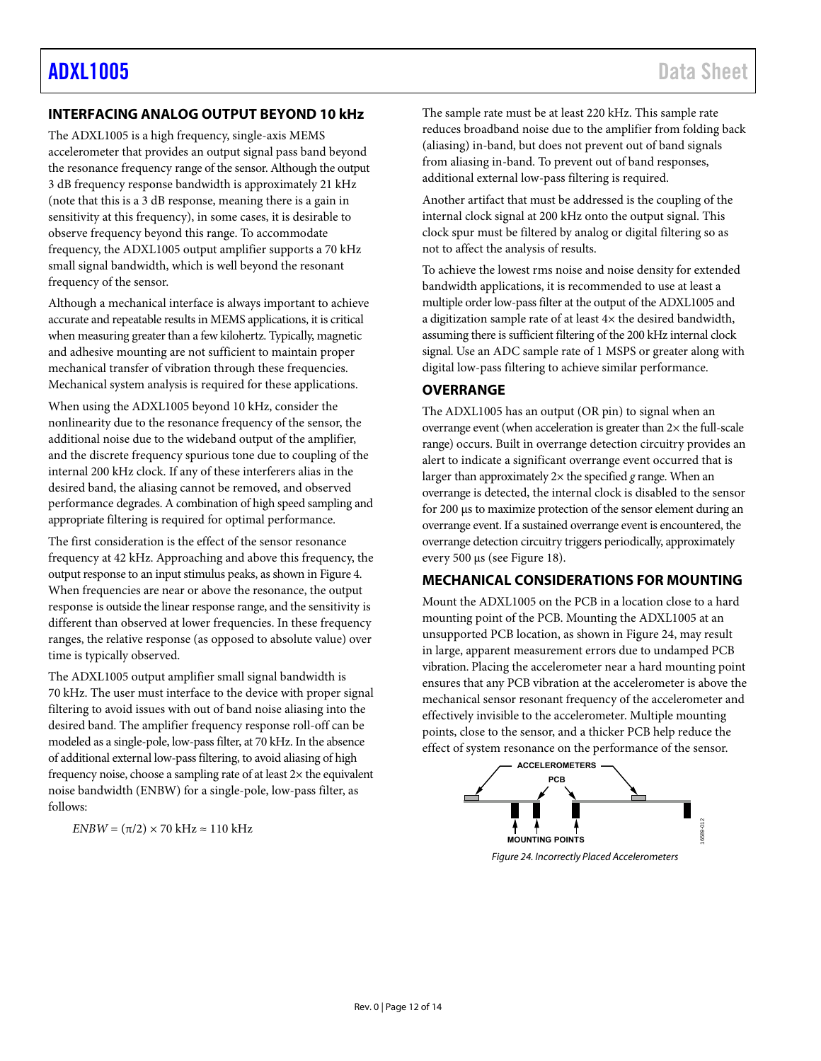## INTERFACING ANALOG OUTPUT BEYOND 10 kHz

The ADXL1005 is a high frequency, single-axis MEMS accelerometer that provides an output signal pass band beyond the resonance frequency range of the sensor. Although the output 3 dB frequency response bandwidth is approximately 21 kHz (note that this is a 3 dB response, meaning there is a gain in sensitivity at this frequency), in some cases, it is desirable to observe frequency beyond this range. To accommodate frequency, the ADXL1005 output amplifier supports a 70 kHz small signal bandwidth, which is well beyond the resonant frequency of the sensor.

Although a mechanical interface is always important to achieve accurate and repeatable results in MEMS applications, it is critical when measuring greater than a few kilohertz. Typically, magnetic and adhesive mounting are not sufficient to maintain proper mechanical transfer of vibration through these frequencies. Mechanical system analysis is required for these applications.

When using the ADXL1005 beyond 10 kHz, consider the nonlinearity due to the resonance frequency of the sensor, the additional noise due to the wideband output of the amplifier, and the discrete frequency spurious tone due to coupling of the internal 200 kHz clock. If any of these interferers alias in the desired band, the aliasing cannot be removed, and observed performance degrades. A combination of high speed sampling and appropriate filtering is required for optimal performance.

The first consideration is the effect of the sensor resonance frequency at 42 kHz. Approaching and above this frequency, the output response to an input stimulus peaks, as shown in Figure 4. When frequencies are near or above the resonance, the output response is outside the linear response range, and the sensitivity is different than observed at lower frequencies. In these frequency ranges, the relative response (as opposed to absolute value) over time is typically observed.

The ADXL1005 output amplifier small signal bandwidth is 70 kHz. The user must interface to the device with proper signal filtering to avoid issues with out of band noise aliasing into the desired band. The amplifier frequency response roll-off can be modeled as a single-pole, low-pass filter, at 70 kHz. In the absence of additional external low-pass filtering, to avoid aliasing of high frequency noise, choose a sampling rate of at least 2× the equivalent noise bandwidth (ENBW) for a single-pole, low-pass filter, as follows:

$$ENBW = (\pi/2) \times 70 \text{ kHz} \approx 110 \text{ kHz}$$

The sample rate must be at least 220 kHz. This sample rate reduces broadband noise due to the amplifier from folding back (aliasing) in-band, but does not prevent out of band signals from aliasing in-band. To prevent out of band responses, additional external low-pass filtering is required.

Another artifact that must be addressed is the coupling of the internal clock signal at 200 kHz onto the output signal. This clock spur must be filtered by analog or digital filtering so as not to affect the analysis of results.

To achieve the lowest rms noise and noise density for extended bandwidth applications, it is recommended to use at least a multiple order low-pass filter at the output of the ADXL1005 and a digitization sample rate of at least 4× the desired bandwidth, assuming there is sufficient filtering of the 200 kHz internal clock signal. Use an ADC sample rate of 1 MSPS or greater along with digital low-pass filtering to achieve similar performance.

## OVERRANGE

The ADXL1005 has an output (OR pin) to signal when an overrange event (when acceleration is greater than 2× the full-scale range) occurs. Built in overrange detection circuitry provides an alert to indicate a significant overrange event occurred that is larger than approximately 2× the specified *g* range. When an overrange is detected, the internal clock is disabled to the sensor for 200 µs to maximize protection of the sensor element during an overrange event. If a sustained overrange event is encountered, the overrange detection circuitry triggers periodically, approximately every 500 µs (see Figure 18).

## MECHANICAL CONSIDERATIONS FOR MOUNTING

Mount the ADXL1005 on the PCB in a location close to a hard mounting point of the PCB. Mounting the ADXL1005 at an unsupported PCB location, as shown in Figure 24, may result in large, apparent measurement errors due to undamped PCB vibration. Placing the accelerometer near a hard mounting point ensures that any PCB vibration at the accelerometer is above the mechanical sensor resonant frequency of the accelerometer and effectively invisible to the accelerometer. Multiple mounting points, close to the sensor, and a thicker PCB help reduce the effect of system resonance on the performance of the sensor.

*Figure 24. Incorrectly Placed Accelerometers*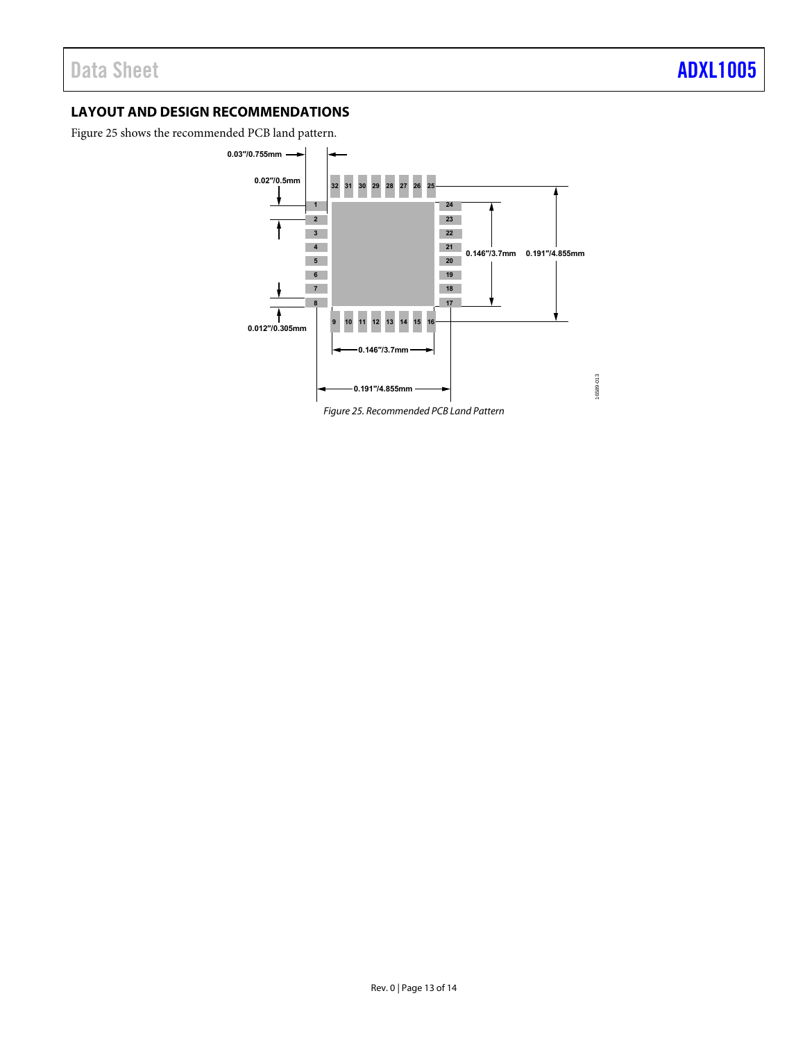## LAYOUT AND DESIGN RECOMMENDATIONS

Figure 25 shows the recommended PCB land pattern.

*Figure 25. Recommended PCB Land Pattern*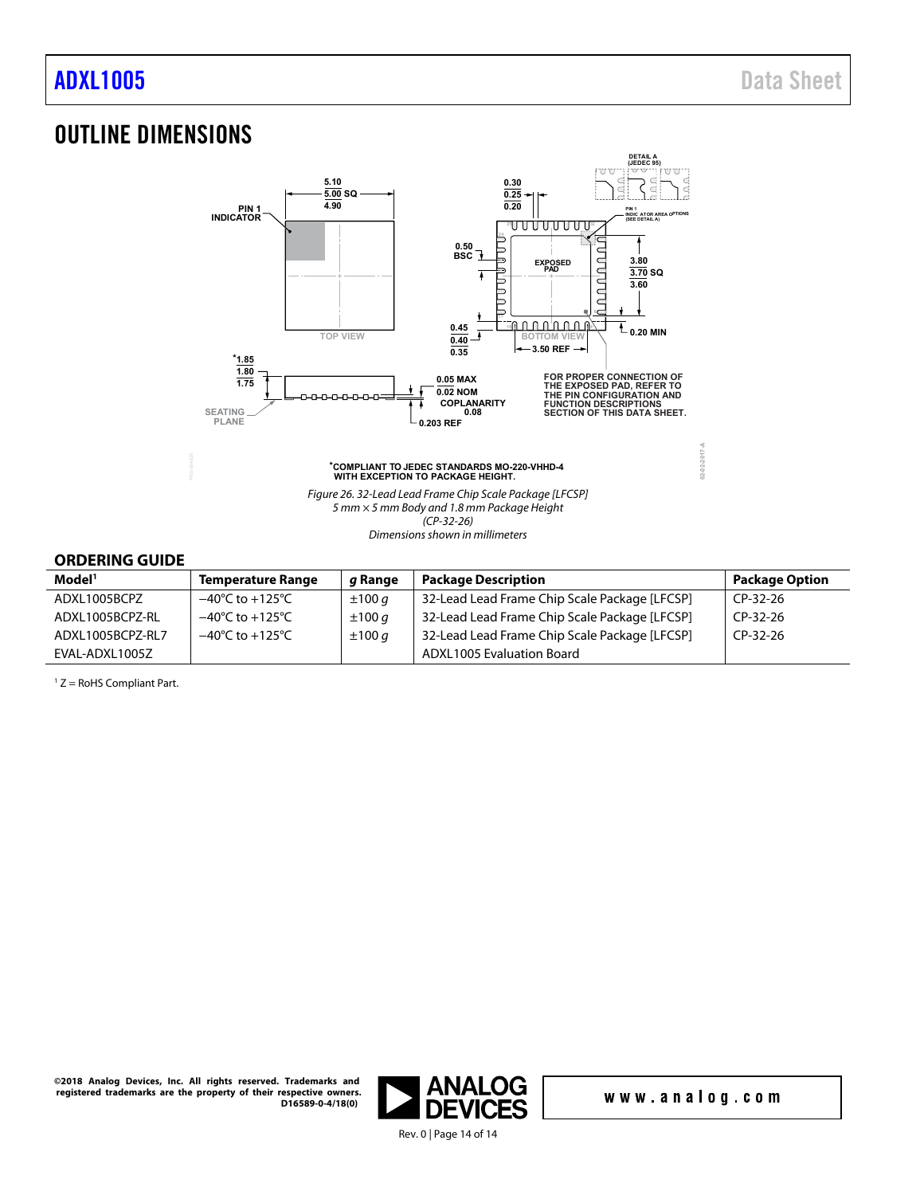## OUTLINE DIMENSIONS

5.10
5.00 SQ
4.90

PIN 1 INDICATOR

TOP VIEW

0.30
0.25
0.20

DETAIL A (JEDEC 95)

PIN 1 INDICATOR AREA OPTIONS (SEE DETAIL A)

0.50 BSC

EXPOSED PAD

3.80
3.70 SQ
3.60

0.45
0.40
0.35

BOTTOM VIEW

3.50 REF

0.20 MIN

*1.85
1.80
1.75

SEATING PLANE

0.05 MAX
0.02 NOM

COPLANARITY 0.08

0.203 REF

FOR PROPER CONNECTION OF THE EXPOSED PAD, REFER TO THE PIN CONFIGURATION AND FUNCTION DESCRIPTIONS SECTION OF THIS DATA SHEET.

*COMPLIANT TO JEDEC STANDARDS MO-220-VHHD-4 WITH EXCEPTION TO PACKAGE HEIGHT.

02-02-2017-A

*Figure 26. 32-Lead Lead Frame Chip Scale Package [LFCSP]*
*5 mm × 5 mm Body and 1.8 mm Package Height*
*(CP-32-26)*
*Dimensions shown in millimeters*

### ORDERING GUIDE

| Model[1] | Temperature Range | *g* Range | Package Description | Package Option |
|---|---|---|---|---|
| ADXL1005BCPZ | −40°C to +125°C | ±100 *g* | 32-Lead Lead Frame Chip Scale Package [LFCSP] | CP-32-26 |
| ADXL1005BCPZ-RL | −40°C to +125°C | ±100 *g* | 32-Lead Lead Frame Chip Scale Package [LFCSP] | CP-32-26 |
| ADXL1005BCPZ-RL7 | −40°C to +125°C | ±100 *g* | 32-Lead Lead Frame Chip Scale Package [LFCSP] | CP-32-26 |
| EVAL-ADXL1005Z | | | ADXL1005 Evaluation Board | |

[1] Z = RoHS Compliant Part.

**©2018 Analog Devices, Inc. All rights reserved. Trademarks and registered trademarks are the property of their respective owners. D16589-0-4/18(0)**